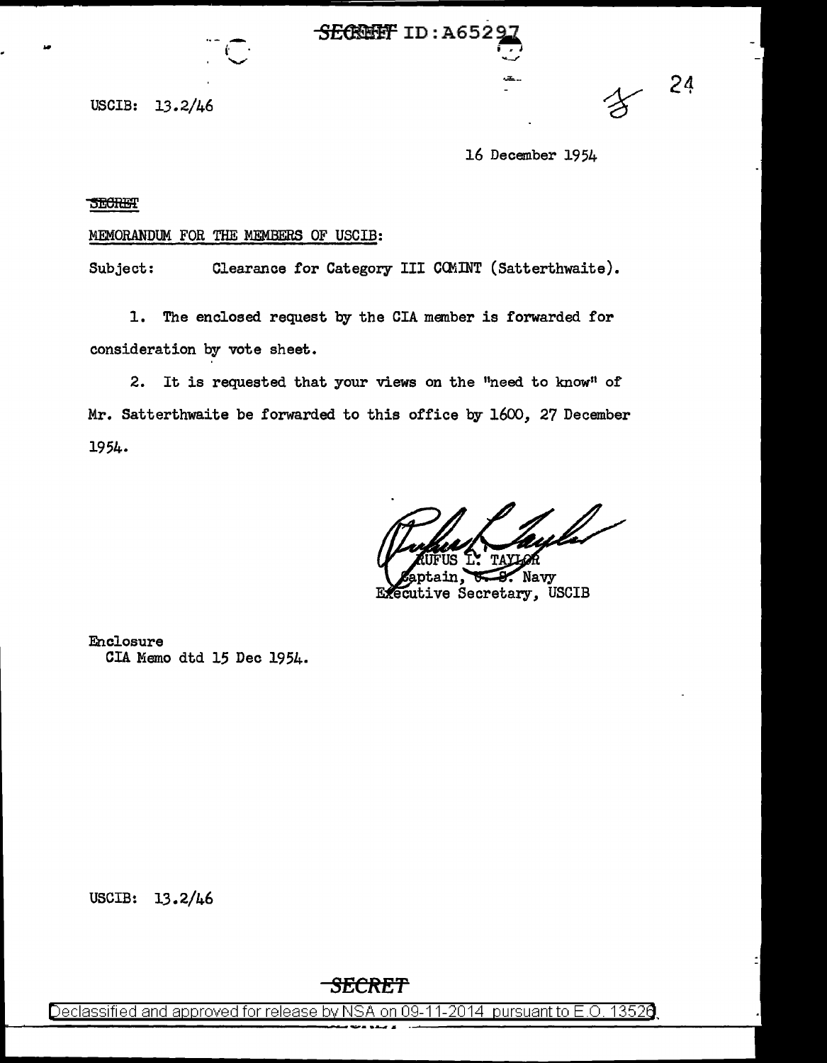SECRET ID:A65297

USCIB: 13.2/46

16 December 1954

SECRET

MEMORANDUM FOR THE MEMBERS OF USCIB:

Subject: Clearance for Category III COMINT (Satterthwaite).

1. The enclosed request by the CIA member is forwarded for consideration by vote sheet.

2. It is requested that your views on the "need to know" of Mr. Satterthwaite be forwarded to this office by 1600, 27 December 1954.

RUFUS L. TAYLOR
Captain, U. S. Navy
Executive Secretary, USCIB

Enclosure
CIA Memo dtd 15 Dec 1954.

USCIB: 13.2/46

SECRET

Declassified and approved for release by NSA on 09-11-2014 pursuant to E.O. 13526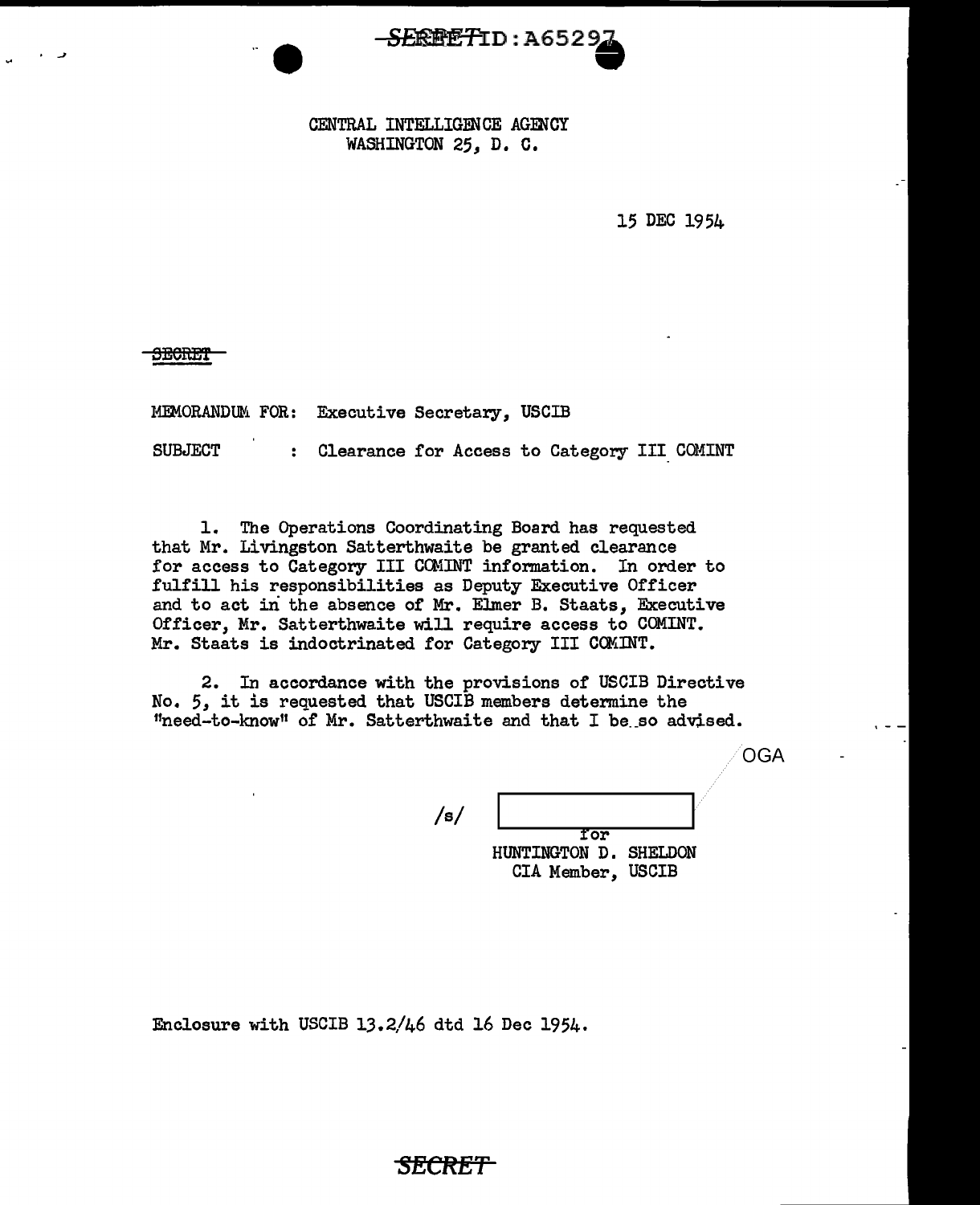SECRET ID:A65297

CENTRAL INTELLIGENCE AGENCY
WASHINGTON 25, D. C.

15 DEC 1954

SECRET

MEMORANDUM FOR: Executive Secretary, USCIB

SUBJECT : Clearance for Access to Category III COMINT

1. The Operations Coordinating Board has requested that Mr. Livingston Satterthwaite be granted clearance for access to Category III COMINT information. In order to fulfill his responsibilities as Deputy Executive Officer and to act in the absence of Mr. Elmer B. Staats, Executive Officer, Mr. Satterthwaite will require access to COMINT. Mr. Staats is indoctrinated for Category III COMINT.

2. In accordance with the provisions of USCIB Directive No. 5, it is requested that USCIB members determine the "need-to-know" of Mr. Satterthwaite and that I be so advised.

OGA

/s/ [ ]
for
HUNTINGTON D. SHELDON
CIA Member, USCIB

Enclosure with USCIB 13.2/46 dtd 16 Dec 1954.

SECRET